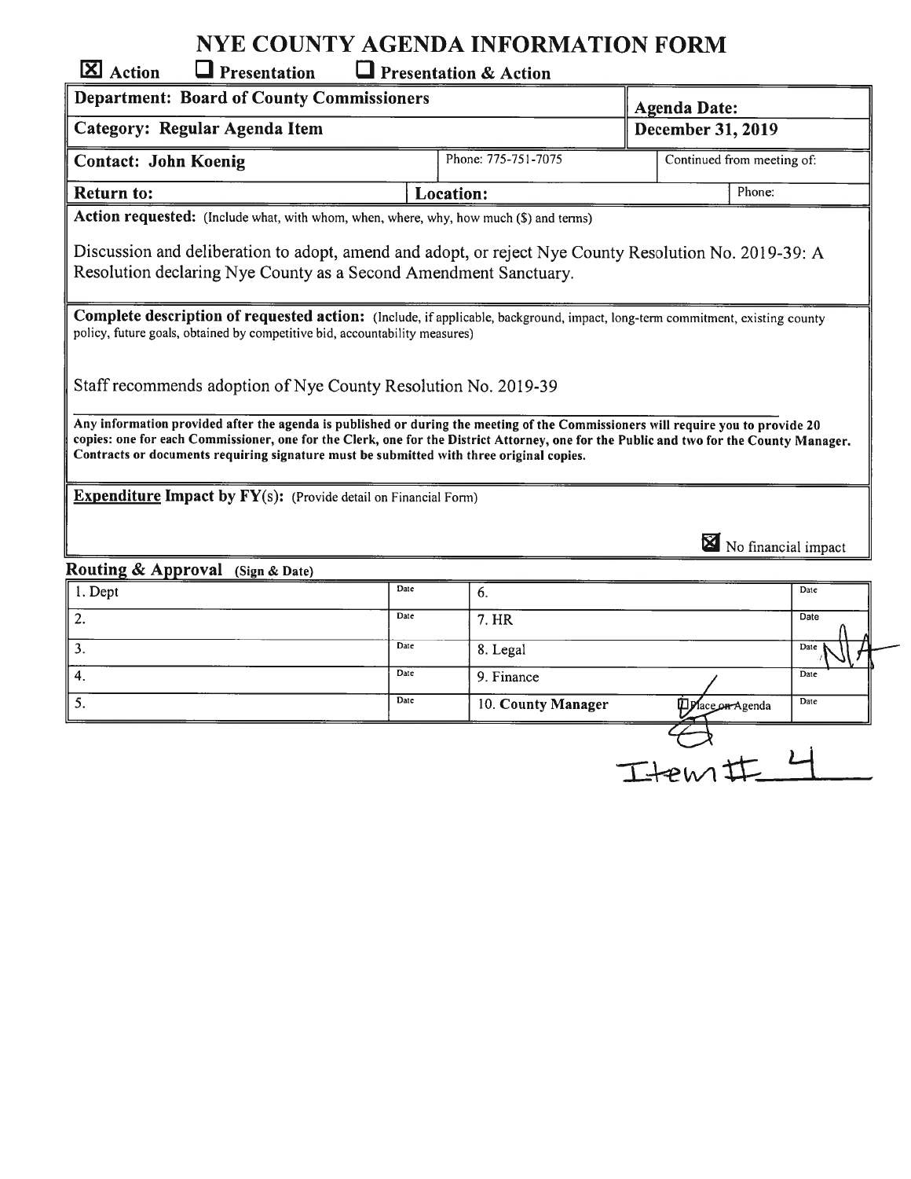# NYE COUNTY AGENDA INFORMATION FORM

☒ Action ☐ Presentation ☐ Presentation & Action

| **Department: Board of County Commissioners** | | **Agenda Date:** | |
|---|---|---|---|
| **Category: Regular Agenda Item** | | **December 31, 2019** | |
| **Contact: John Koenig** | Phone: 775-751-7075 | Continued from meeting of: | |
| **Return to:** | **Location:** | | Phone: |

**Action requested:** (Include what, with whom, when, where, why, how much ($) and terms)

Discussion and deliberation to adopt, amend and adopt, or reject Nye County Resolution No. 2019-39: A Resolution declaring Nye County as a Second Amendment Sanctuary.

**Complete description of requested action:** (Include, if applicable, background, impact, long-term commitment, existing county policy, future goals, obtained by competitive bid, accountability measures)

Staff recommends adoption of Nye County Resolution No. 2019-39

**Any information provided after the agenda is published or during the meeting of the Commissioners will require you to provide 20 copies: one for each Commissioner, one for the Clerk, one for the District Attorney, one for the Public and two for the County Manager. Contracts or documents requiring signature must be submitted with three original copies.**

**Expenditure Impact by FY(s):** (Provide detail on Financial Form)

☒ No financial impact

**Routing & Approval** (Sign & Date)

| | Date | | Date |
|---|---|---|---|
| 1. Dept | | 6. | |
| 2. | | 7. HR | |
| 3. | | 8. Legal | NA |
| 4. | | 9. Finance | |
| 5. | | 10. **County Manager** ☒ Place on Agenda | |

Item # 4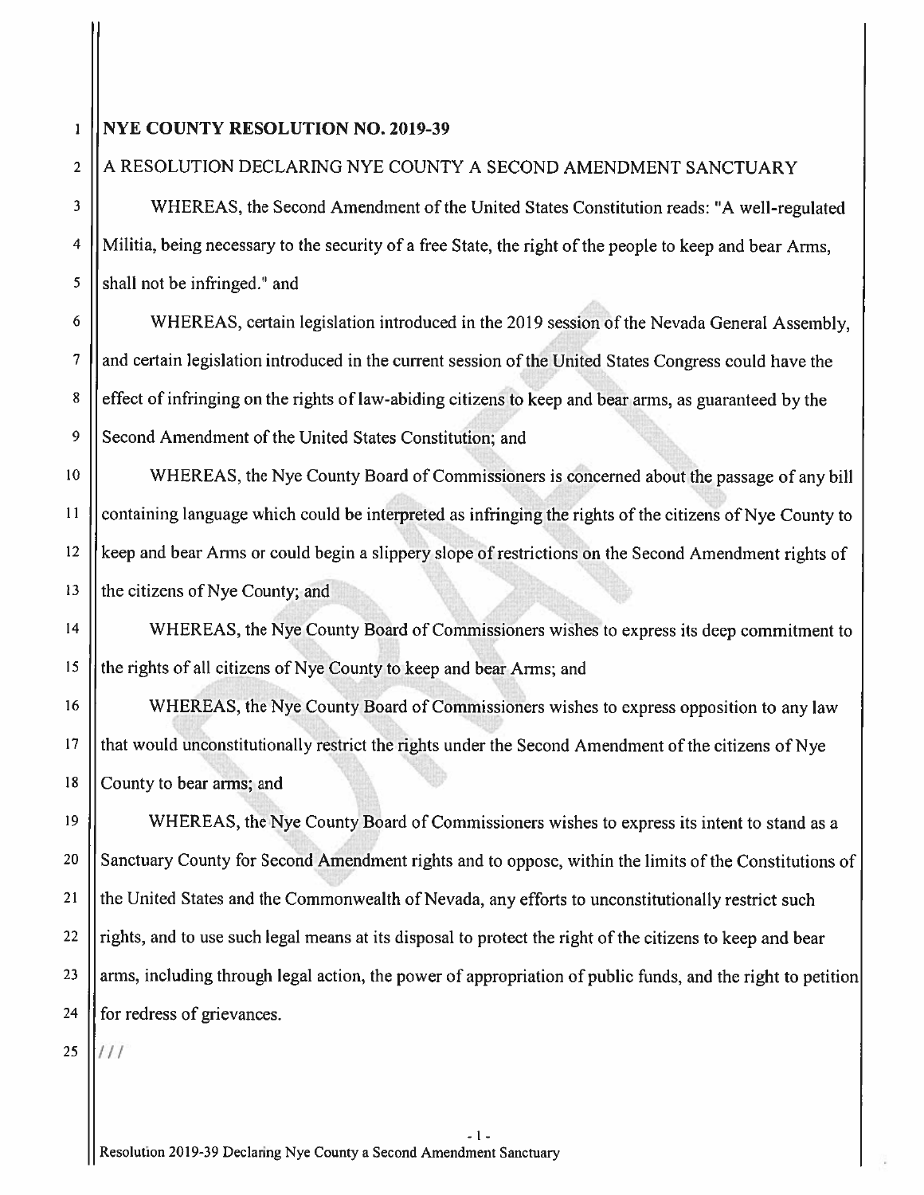**NYE COUNTY RESOLUTION NO. 2019-39**

A RESOLUTION DECLARING NYE COUNTY A SECOND AMENDMENT SANCTUARY

WHEREAS, the Second Amendment of the United States Constitution reads: "A well-regulated Militia, being necessary to the security of a free State, the right of the people to keep and bear Arms, shall not be infringed." and

WHEREAS, certain legislation introduced in the 2019 session of the Nevada General Assembly, and certain legislation introduced in the current session of the United States Congress could have the effect of infringing on the rights of law-abiding citizens to keep and bear arms, as guaranteed by the Second Amendment of the United States Constitution; and

WHEREAS, the Nye County Board of Commissioners is concerned about the passage of any bill containing language which could be interpreted as infringing the rights of the citizens of Nye County to keep and bear Arms or could begin a slippery slope of restrictions on the Second Amendment rights of the citizens of Nye County; and

WHEREAS, the Nye County Board of Commissioners wishes to express its deep commitment to the rights of all citizens of Nye County to keep and bear Arms; and

WHEREAS, the Nye County Board of Commissioners wishes to express opposition to any law that would unconstitutionally restrict the rights under the Second Amendment of the citizens of Nye County to bear arms; and

WHEREAS, the Nye County Board of Commissioners wishes to express its intent to stand as a Sanctuary County for Second Amendment rights and to oppose, within the limits of the Constitutions of the United States and the Commonwealth of Nevada, any efforts to unconstitutionally restrict such rights, and to use such legal means at its disposal to protect the right of the citizens to keep and bear arms, including through legal action, the power of appropriation of public funds, and the right to petition for redress of grievances.

///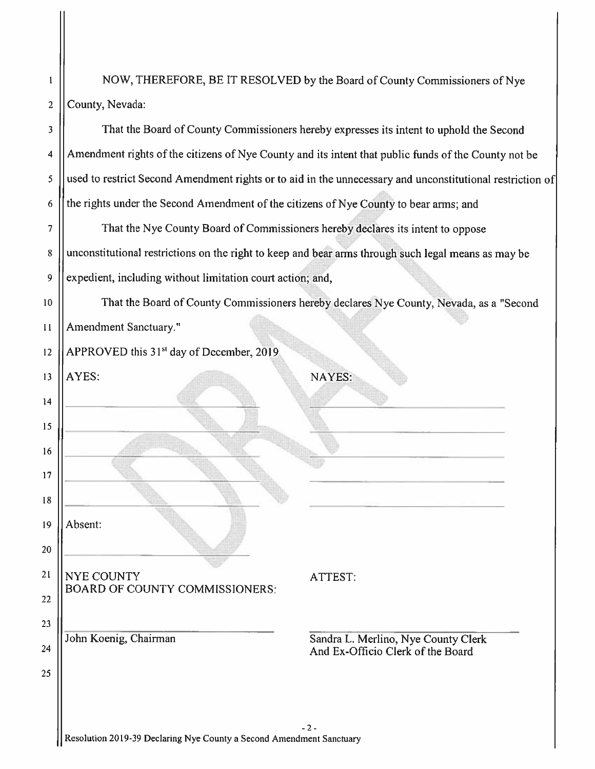NOW, THEREFORE, BE IT RESOLVED by the Board of County Commissioners of Nye County, Nevada:

That the Board of County Commissioners hereby expresses its intent to uphold the Second Amendment rights of the citizens of Nye County and its intent that public funds of the County not be used to restrict Second Amendment rights or to aid in the unnecessary and unconstitutional restriction of the rights under the Second Amendment of the citizens of Nye County to bear arms; and

That the Nye County Board of Commissioners hereby declares its intent to oppose unconstitutional restrictions on the right to keep and bear arms through such legal means as may be expedient, including without limitation court action; and,

That the Board of County Commissioners hereby declares Nye County, Nevada, as a "Second Amendment Sanctuary."

APPROVED this 31st day of December, 2019

| AYES: | NAYES: |
|---|---|
| \_\_\_\_\_\_\_\_\_\_\_\_\_\_\_\_\_\_\_\_ | \_\_\_\_\_\_\_\_\_\_\_\_\_\_\_\_\_\_\_\_ |
| \_\_\_\_\_\_\_\_\_\_\_\_\_\_\_\_\_\_\_\_ | \_\_\_\_\_\_\_\_\_\_\_\_\_\_\_\_\_\_\_\_ |
| \_\_\_\_\_\_\_\_\_\_\_\_\_\_\_\_\_\_\_\_ | \_\_\_\_\_\_\_\_\_\_\_\_\_\_\_\_\_\_\_\_ |
| \_\_\_\_\_\_\_\_\_\_\_\_\_\_\_\_\_\_\_\_ | \_\_\_\_\_\_\_\_\_\_\_\_\_\_\_\_\_\_\_\_ |
| \_\_\_\_\_\_\_\_\_\_\_\_\_\_\_\_\_\_\_\_ | \_\_\_\_\_\_\_\_\_\_\_\_\_\_\_\_\_\_\_\_ |

Absent:

\_\_\_\_\_\_\_\_\_\_\_\_\_\_\_\_\_\_\_\_

| NYE COUNTY<br>BOARD OF COUNTY COMMISSIONERS: | ATTEST: |
|---|---|
| \_\_\_\_\_\_\_\_\_\_\_\_\_\_\_\_\_\_\_\_ | \_\_\_\_\_\_\_\_\_\_\_\_\_\_\_\_\_\_\_\_ |
| John Koenig, Chairman | Sandra L. Merlino, Nye County Clerk<br>And Ex-Officio Clerk of the Board |

Resolution 2019-39 Declaring Nye County a Second Amendment Sanctuary